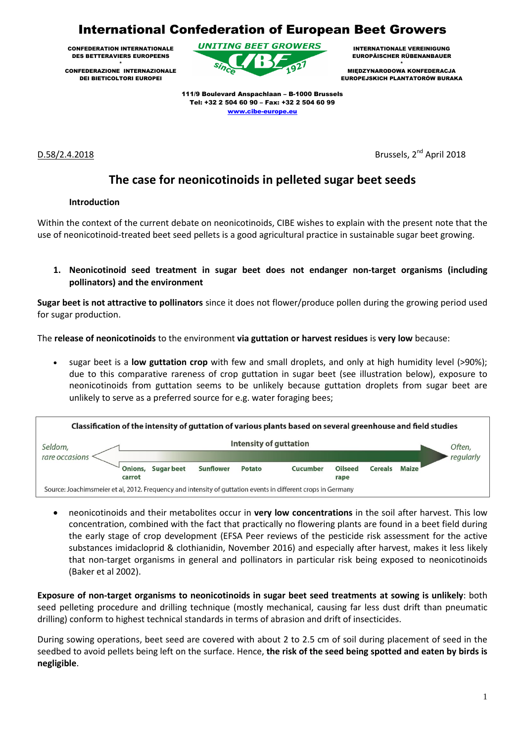# International Confederation of European Beet Growers

CONFEDERATION INTERNATIONALE DES BETTERAVIERS EUROPEENS
*
CONFEDERAZIONE INTERNAZIONALE DEI BIETICOLTORI EUROPEI

UNITING BEET GROWERS
Since CIBE 1927

INTERNATIONALE VEREINIGUNG EUROPÄISCHER RÜBENANBAUER
*
MIĘDZYNARODOWA KONFEDERACJA EUROPEJSKICH PLANTATORÓW BURAKA

111/9 Boulevard Anspachlaan – B-1000 Brussels
Tel: +32 2 504 60 90 – Fax: +32 2 504 60 99
www.cibe-europe.eu

D.58/2.4.2018

Brussels, 2nd April 2018

## The case for neonicotinoids in pelleted sugar beet seeds

### Introduction

Within the context of the current debate on neonicotinoids, CIBE wishes to explain with the present note that the use of neonicotinoid-treated beet seed pellets is a good agricultural practice in sustainable sugar beet growing.

### 1. Neonicotinoid seed treatment in sugar beet does not endanger non-target organisms (including pollinators) and the environment

**Sugar beet is not attractive to pollinators** since it does not flower/produce pollen during the growing period used for sugar production.

The **release of neonicotinoids** to the environment **via guttation or harvest residues** is **very low** because:

- sugar beet is a **low guttation crop** with few and small droplets, and only at high humidity level (>90%); due to this comparative rareness of crop guttation in sugar beet (see illustration below), exposure to neonicotinoids from guttation seems to be unlikely because guttation droplets from sugar beet are unlikely to serve as a preferred source for e.g. water foraging bees;

**Classification of the intensity of guttation of various plants based on several greenhouse and field studies**

*Seldom, rare occasions* ← **Intensity of guttation** → *Often, regularly*

**Onions, carrot** | **Sugar beet** | **Sunflower** | **Potato** | **Cucumber** | **Oilseed rape** | **Cereals** | **Maize**

Source: Joachimsmeier et al, 2012. Frequency and intensity of guttation events in different crops in Germany

- neonicotinoids and their metabolites occur in **very low concentrations** in the soil after harvest. This low concentration, combined with the fact that practically no flowering plants are found in a beet field during the early stage of crop development (EFSA Peer reviews of the pesticide risk assessment for the active substances imidacloprid & clothianidin, November 2016) and especially after harvest, makes it less likely that non-target organisms in general and pollinators in particular risk being exposed to neonicotinoids (Baker et al 2002).

**Exposure of non-target organisms to neonicotinoids in sugar beet seed treatments at sowing is unlikely**: both seed pelleting procedure and drilling technique (mostly mechanical, causing far less dust drift than pneumatic drilling) conform to highest technical standards in terms of abrasion and drift of insecticides.

During sowing operations, beet seed are covered with about 2 to 2.5 cm of soil during placement of seed in the seedbed to avoid pellets being left on the surface. Hence, **the risk of the seed being spotted and eaten by birds is negligible**.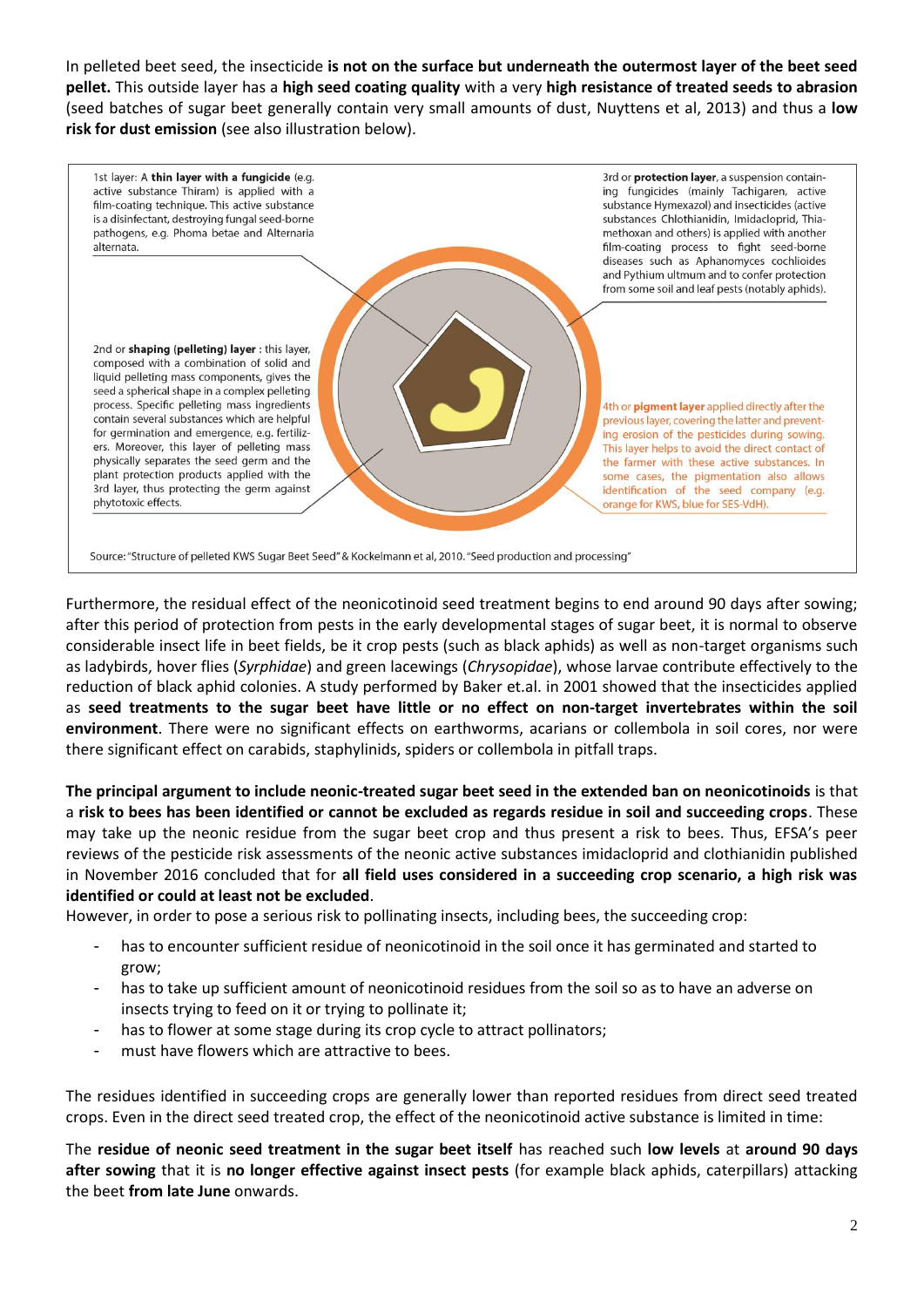In pelleted beet seed, the insecticide **is not on the surface but underneath the outermost layer of the beet seed pellet.** This outside layer has a **high seed coating quality** with a very **high resistance of treated seeds to abrasion** (seed batches of sugar beet generally contain very small amounts of dust, Nuyttens et al, 2013) and thus a **low risk for dust emission** (see also illustration below).

1st layer: A **thin layer with a fungicide** (e.g. active substance Thiram) is applied with a film-coating technique. This active substance is a disinfectant, destroying fungal seed-borne pathogens, e.g. Phoma betae and Alternaria alternata.

2nd or **shaping (pelleting) layer** : this layer, composed with a combination of solid and liquid pelleting mass components, gives the seed a spherical shape in a complex pelleting process. Specific pelleting mass ingredients contain several substances which are helpful for germination and emergence, e.g. fertilizers. Moreover, this layer of pelleting mass physically separates the seed germ and the plant protection products applied with the 3rd layer, thus protecting the germ against phytotoxic effects.

3rd or **protection layer**, a suspension containing fungicides (mainly Tachigaren, active substance Hymexazol) and insecticides (active substances Chlothianidin, Imidacloprid, Thiamethoxan and others) is applied with another film-coating process to fight seed-borne diseases such as Aphanomyces cochlioides and Pythium ultmum and to confer protection from some soil and leaf pests (notably aphids).

4th or **pigment layer** applied directly after the previous layer, covering the latter and preventing erosion of the pesticides during sowing. This layer helps to avoid the direct contact of the farmer with these active substances. In some cases, the pigmentation also allows identification of the seed company (e.g. orange for KWS, blue for SES-VdH).

Source: "Structure of pelleted KWS Sugar Beet Seed" & Kockelmann et al, 2010. "Seed production and processing"

Furthermore, the residual effect of the neonicotinoid seed treatment begins to end around 90 days after sowing; after this period of protection from pests in the early developmental stages of sugar beet, it is normal to observe considerable insect life in beet fields, be it crop pests (such as black aphids) as well as non-target organisms such as ladybirds, hover flies (*Syrphidae*) and green lacewings (*Chrysopidae*), whose larvae contribute effectively to the reduction of black aphid colonies. A study performed by Baker et.al. in 2001 showed that the insecticides applied as **seed treatments to the sugar beet have little or no effect on non-target invertebrates within the soil environment**. There were no significant effects on earthworms, acarians or collembola in soil cores, nor were there significant effect on carabids, staphylinids, spiders or collembola in pitfall traps.

**The principal argument to include neonic-treated sugar beet seed in the extended ban on neonicotinoids** is that a **risk to bees has been identified or cannot be excluded as regards residue in soil and succeeding crops**. These may take up the neonic residue from the sugar beet crop and thus present a risk to bees. Thus, EFSA's peer reviews of the pesticide risk assessments of the neonic active substances imidacloprid and clothianidin published in November 2016 concluded that for **all field uses considered in a succeeding crop scenario, a high risk was identified or could at least not be excluded**.

However, in order to pose a serious risk to pollinating insects, including bees, the succeeding crop:

- has to encounter sufficient residue of neonicotinoid in the soil once it has germinated and started to grow;
- has to take up sufficient amount of neonicotinoid residues from the soil so as to have an adverse on insects trying to feed on it or trying to pollinate it;
- has to flower at some stage during its crop cycle to attract pollinators;
- must have flowers which are attractive to bees.

The residues identified in succeeding crops are generally lower than reported residues from direct seed treated crops. Even in the direct seed treated crop, the effect of the neonicotinoid active substance is limited in time:

The **residue of neonic seed treatment in the sugar beet itself** has reached such **low levels** at **around 90 days after sowing** that it is **no longer effective against insect pests** (for example black aphids, caterpillars) attacking the beet **from late June** onwards.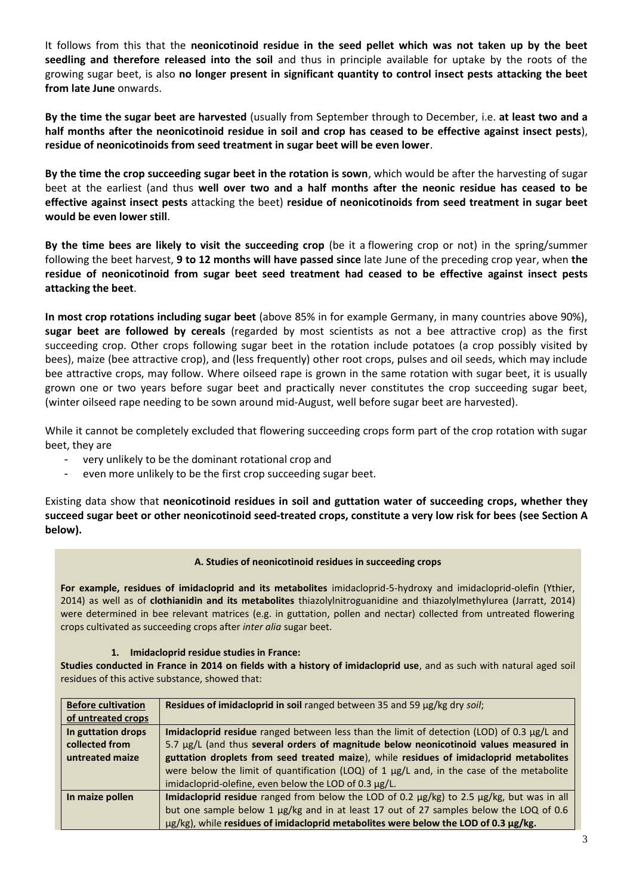It follows from this that the **neonicotinoid residue in the seed pellet which was not taken up by the beet seedling and therefore released into the soil** and thus in principle available for uptake by the roots of the growing sugar beet, is also **no longer present in significant quantity to control insect pests attacking the beet from late June** onwards.

**By the time the sugar beet are harvested** (usually from September through to December, i.e. **at least two and a half months after the neonicotinoid residue in soil and crop has ceased to be effective against insect pests**), **residue of neonicotinoids from seed treatment in sugar beet will be even lower**.

**By the time the crop succeeding sugar beet in the rotation is sown**, which would be after the harvesting of sugar beet at the earliest (and thus **well over two and a half months after the neonic residue has ceased to be effective against insect pests** attacking the beet) **residue of neonicotinoids from seed treatment in sugar beet would be even lower still**.

**By the time bees are likely to visit the succeeding crop** (be it a flowering crop or not) in the spring/summer following the beet harvest, **9 to 12 months will have passed since** late June of the preceding crop year, when **the residue of neonicotinoid from sugar beet seed treatment had ceased to be effective against insect pests attacking the beet**.

**In most crop rotations including sugar beet** (above 85% in for example Germany, in many countries above 90%), **sugar beet are followed by cereals** (regarded by most scientists as not a bee attractive crop) as the first succeeding crop. Other crops following sugar beet in the rotation include potatoes (a crop possibly visited by bees), maize (bee attractive crop), and (less frequently) other root crops, pulses and oil seeds, which may include bee attractive crops, may follow. Where oilseed rape is grown in the same rotation with sugar beet, it is usually grown one or two years before sugar beet and practically never constitutes the crop succeeding sugar beet, (winter oilseed rape needing to be sown around mid-August, well before sugar beet are harvested).

While it cannot be completely excluded that flowering succeeding crops form part of the crop rotation with sugar beet, they are

- very unlikely to be the dominant rotational crop and
- even more unlikely to be the first crop succeeding sugar beet.

Existing data show that **neonicotinoid residues in soil and guttation water of succeeding crops, whether they succeed sugar beet or other neonicotinoid seed-treated crops, constitute a very low risk for bees (see Section A below).**

**A. Studies of neonicotinoid residues in succeeding crops**

**For example, residues of imidacloprid and its metabolites** imidacloprid-5-hydroxy and imidacloprid-olefin (Ythier, 2014) as well as of **clothianidin and its metabolites** thiazolylnitroguanidine and thiazolylmethylurea (Jarratt, 2014) were determined in bee relevant matrices (e.g. in guttation, pollen and nectar) collected from untreated flowering crops cultivated as succeeding crops after *inter alia* sugar beet.

**1. Imidacloprid residue studies in France:**

**Studies conducted in France in 2014 on fields with a history of imidacloprid use**, and as such with natural aged soil residues of this active substance, showed that:

| **Before cultivation of untreated crops** | **Residues of imidacloprid in soil** ranged between 35 and 59 µg/kg dry *soil*; |
|---|---|
| **In guttation drops collected from untreated maize** | **Imidacloprid residue** ranged between less than the limit of detection (LOD) of 0.3 µg/L and 5.7 µg/L (and thus **several orders of magnitude below neonicotinoid values measured in guttation droplets from seed treated maize**), while **residues of imidacloprid metabolites** were below the limit of quantification (LOQ) of 1 µg/L and, in the case of the metabolite imidacloprid-olefine, even below the LOD of 0.3 µg/L. |
| **In maize pollen** | **Imidacloprid residue** ranged from below the LOD of 0.2 µg/kg) to 2.5 µg/kg, but was in all but one sample below 1 µg/kg and in at least 17 out of 27 samples below the LOQ of 0.6 µg/kg), while **residues of imidacloprid metabolites were below the LOD of 0.3 µg/kg.** |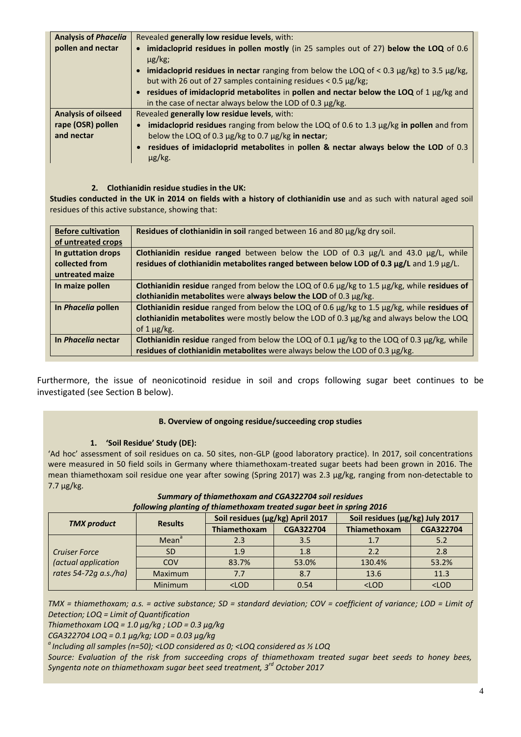| | |
|---|---|
| **Analysis of *Phacelia* pollen and nectar** | Revealed **generally low residue levels**, with:<br>• **imidacloprid residues in pollen mostly** (in 25 samples out of 27) **below the LOQ** of 0.6 µg/kg;<br>• **imidacloprid residues in nectar** ranging from below the LOQ of < 0.3 µg/kg) to 3.5 µg/kg, but with 26 out of 27 samples containing residues < 0.5 µg/kg;<br>• **residues of imidacloprid metabolites** in **pollen and nectar below the LOQ** of 1 µg/kg and in the case of nectar always below the LOD of 0.3 µg/kg. |
| **Analysis of oilseed rape (OSR) pollen and nectar** | Revealed **generally low residue levels**, with:<br>• **imidacloprid residues** ranging from below the LOQ of 0.6 to 1.3 µg/kg **in pollen** and from below the LOQ of 0.3 µg/kg to 0.7 µg/kg **in nectar**;<br>• **residues of imidacloprid metabolites** in **pollen & nectar always below the LOD** of 0.3 µg/kg. |

**2. Clothianidin residue studies in the UK:**

**Studies conducted in the UK in 2014 on fields with a history of clothianidin use** and as such with natural aged soil residues of this active substance, showing that:

| | |
|---|---|
| **Before cultivation of untreated crops** | **Residues of clothianidin in soil** ranged between 16 and 80 µg/kg dry soil. |
| **In guttation drops collected from untreated maize** | **Clothianidin residue ranged** between below the LOD of 0.3 µg/L and 43.0 µg/L, while **residues of clothianidin metabolites ranged between below LOD of 0.3 µg/L** and 1.9 µg/L. |
| **In maize pollen** | **Clothianidin residue** ranged from below the LOQ of 0.6 µg/kg to 1.5 µg/kg, while **residues of clothianidin metabolites** were **always below the LOD** of 0.3 µg/kg. |
| **In *Phacelia* pollen** | **Clothianidin residue** ranged from below the LOQ of 0.6 µg/kg to 1.5 µg/kg, while **residues of clothianidin metabolites** were mostly below the LOD of 0.3 µg/kg and always below the LOQ of 1 µg/kg. |
| **In *Phacelia* nectar** | **Clothianidin residue** ranged from below the LOQ of 0.1 µg/kg to the LOQ of 0.3 µg/kg, while **residues of clothianidin metabolites** were always below the LOD of 0.3 µg/kg. |

Furthermore, the issue of neonicotinoid residue in soil and crops following sugar beet continues to be investigated (see Section B below).

**B. Overview of ongoing residue/succeeding crop studies**

**1. 'Soil Residue' Study (DE):**

'Ad hoc' assessment of soil residues on ca. 50 sites, non-GLP (good laboratory practice). In 2017, soil concentrations were measured in 50 field soils in Germany where thiamethoxam-treated sugar beets had been grown in 2016. The mean thiamethoxam soil residue one year after sowing (Spring 2017) was 2.3 µg/kg, ranging from non-detectable to 7.7 µg/kg.

***Summary of thiamethoxam and CGA322704 soil residues following planting of thiamethoxam treated sugar beet in spring 2016***

| *TMX product* | **Results** | Soil residues (µg/kg) April 2017 | | Soil residues (µg/kg) July 2017 | |
|---|---|---|---|---|---|
| | | **Thiamethoxam** | **CGA322704** | **Thiamethoxam** | **CGA322704** |
| *Cruiser Force (actual application rates 54-72g a.s./ha)* | Mean[a] | 2.3 | 3.5 | 1.7 | 5.2 |
| | SD | 1.9 | 1.8 | 2.2 | 2.8 |
| | COV | 83.7% | 53.0% | 130.4% | 53.2% |
| | Maximum | 7.7 | 8.7 | 13.6 | 11.3 |
| | Minimum | <LOD | 0.54 | <LOD | <LOD |

*TMX = thiamethoxam; a.s. = active substance; SD = standard deviation; COV = coefficient of variance; LOD = Limit of Detection; LOQ = Limit of Quantification*

*Thiamethoxam LOQ = 1.0 µg/kg ; LOD = 0.3 µg/kg*

*CGA322704 LOQ = 0.1 µg/kg; LOD = 0.03 µg/kg*

*[a] Including all samples (n=50); <LOD considered as 0; <LOQ considered as ½ LOQ*

*Source: Evaluation of the risk from succeeding crops of thiamethoxam treated sugar beet seeds to honey bees, Syngenta note on thiamethoxam sugar beet seed treatment, 3rd October 2017*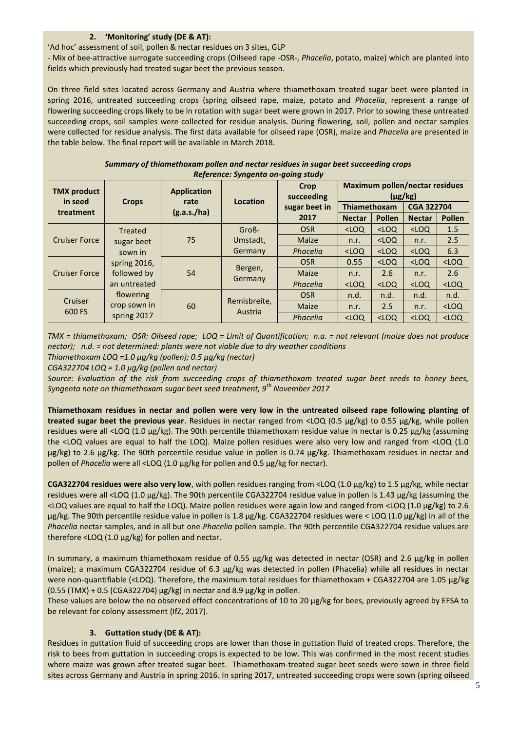### 2. 'Monitoring' study (DE & AT):

'Ad hoc' assessment of soil, pollen & nectar residues on 3 sites, GLP

- Mix of bee-attractive surrogate succeeding crops (Oilseed rape -OSR-, *Phacelia*, potato, maize) which are planted into fields which previously had treated sugar beet the previous season.

On three field sites located across Germany and Austria where thiamethoxam treated sugar beet were planted in spring 2016, untreated succeeding crops (spring oilseed rape, maize, potato and *Phacelia*, represent a range of flowering succeeding crops likely to be in rotation with sugar beet were grown in 2017. Prior to sowing these untreated succeeding crops, soil samples were collected for residue analysis. During flowering, soil, pollen and nectar samples were collected for residue analysis. The first data available for oilseed rape (OSR), maize and *Phacelia* are presented in the table below. The final report will be available in March 2018.

***Summary of thiamethoxam pollen and nectar residues in sugar beet succeeding crops***
***Reference: Syngenta on-going study***

| TMX product in seed treatment | Crops | Application rate (g.a.s./ha) | Location | Crop succeeding sugar beet in 2017 | Maximum pollen/nectar residues (µg/kg) | | | |
|---|---|---|---|---|---|---|---|---|
| | | | | | Thiamethoxam | | CGA 322704 | |
| | | | | | Nectar | Pollen | Nectar | Pollen |
| Cruiser Force | Treated sugar beet sown in spring 2016, followed by an untreated flowering crop sown in spring 2017 | 75 | Groß-Umstadt, Germany | OSR | <LOQ | <LOQ | <LOQ | 1.5 |
| | | | | Maize | n.r. | <LOQ | n.r. | 2.5 |
| | | | | *Phacelia* | <LOQ | <LOQ | <LOQ | 6.3 |
| Cruiser Force | | 54 | Bergen, Germany | OSR | 0.55 | <LOQ | <LOQ | <LOQ |
| | | | | Maize | n.r. | 2.6 | n.r. | 2.6 |
| | | | | *Phacelia* | <LOQ | <LOQ | <LOQ | <LOQ |
| Cruiser 600 FS | | 60 | Remisbreite, Austria | OSR | n.d. | n.d. | n.d. | n.d. |
| | | | | Maize | n.r. | 2.5 | n.r. | <LOQ |
| | | | | *Phacelia* | <LOQ | <LOQ | <LOQ | <LOQ |

*TMX = thiamethoxam; OSR: Oilseed rape; LOQ = Limit of Quantification; n.a. = not relevant (maize does not produce nectar); n.d. = not determined: plants were not viable due to dry weather conditions*

*Thiamethoxam LOQ =1.0 µg/kg (pollen); 0.5 µg/kg (nectar)*

*CGA322704 LOQ = 1.0 µg/kg (pollen and nectar)*

*Source: Evaluation of the risk from succeeding crops of thiamethoxam treated sugar beet seeds to honey bees, Syngenta note on thiamethoxam sugar beet seed treatment, 9th November 2017*

**Thiamethoxam residues in nectar and pollen were very low in the untreated oilseed rape following planting of treated sugar beet the previous year**. Residues in nectar ranged from <LOQ (0.5 µg/kg) to 0.55 µg/kg, while pollen residues were all <LOQ (1.0 µg/kg). The 90th percentile thiamethoxam residue value in nectar is 0.25 µg/kg (assuming the <LOQ values are equal to half the LOQ). Maize pollen residues were also very low and ranged from <LOQ (1.0 µg/kg) to 2.6 µg/kg. The 90th percentile residue value in pollen is 0.74 µg/kg. Thiamethoxam residues in nectar and pollen of *Phacelia* were all <LOQ (1.0 µg/kg for pollen and 0.5 µg/kg for nectar).

**CGA322704 residues were also very low**, with pollen residues ranging from <LOQ (1.0 µg/kg) to 1.5 µg/kg, while nectar residues were all <LOQ (1.0 µg/kg). The 90th percentile CGA322704 residue value in pollen is 1.43 µg/kg (assuming the <LOQ values are equal to half the LOQ). Maize pollen residues were again low and ranged from <LOQ (1.0 µg/kg) to 2.6 µg/kg. The 90th percentile residue value in pollen is 1.8 µg/kg. CGA322704 residues were < LOQ (1.0 µg/kg) in all of the *Phacelia* nectar samples, and in all but one *Phacelia* pollen sample. The 90th percentile CGA322704 residue values are therefore <LOQ (1.0 µg/kg) for pollen and nectar.

In summary, a maximum thiamethoxam residue of 0.55 µg/kg was detected in nectar (OSR) and 2.6 µg/kg in pollen (maize); a maximum CGA322704 residue of 6.3 µg/kg was detected in pollen (Phacelia) while all residues in nectar were non-quantifiable (<LOQ). Therefore, the maximum total residues for thiamethoxam + CGA322704 are 1.05 µg/kg (0.55 (TMX) + 0.5 (CGA322704) µg/kg) in nectar and 8.9 µg/kg in pollen.

These values are below the no observed effect concentrations of 10 to 20 µg/kg for bees, previously agreed by EFSA to be relevant for colony assessment (IfZ, 2017).

### 3. Guttation study (DE & AT):

Residues in guttation fluid of succeeding crops are lower than those in guttation fluid of treated crops. Therefore, the risk to bees from guttation in succeeding crops is expected to be low. This was confirmed in the most recent studies where maize was grown after treated sugar beet. Thiamethoxam-treated sugar beet seeds were sown in three field sites across Germany and Austria in spring 2016. In spring 2017, untreated succeeding crops were sown (spring oilseed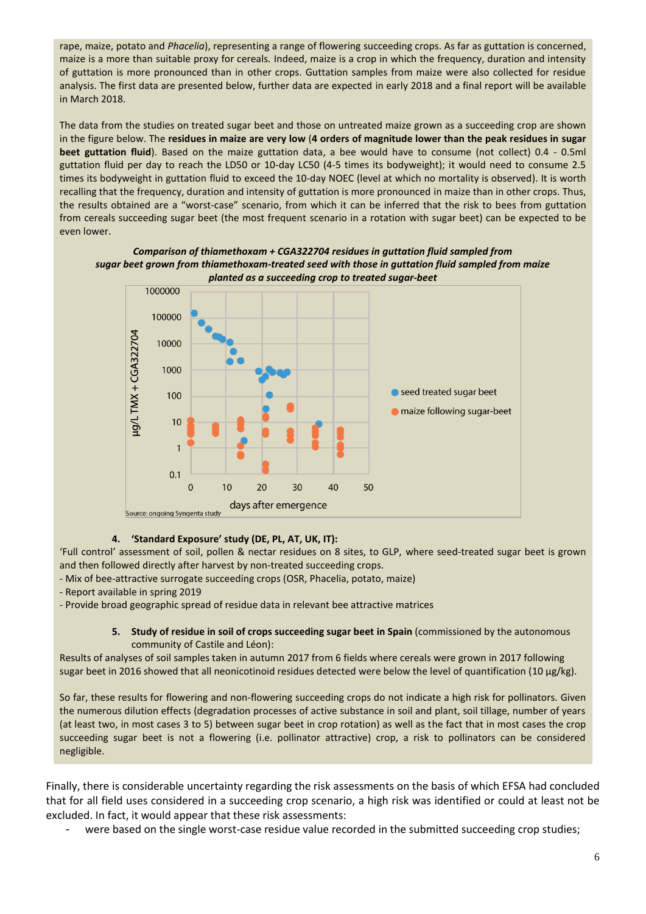rape, maize, potato and *Phacelia*), representing a range of flowering succeeding crops. As far as guttation is concerned, maize is a more than suitable proxy for cereals. Indeed, maize is a crop in which the frequency, duration and intensity of guttation is more pronounced than in other crops. Guttation samples from maize were also collected for residue analysis. The first data are presented below, further data are expected in early 2018 and a final report will be available in March 2018.

The data from the studies on treated sugar beet and those on untreated maize grown as a succeeding crop are shown in the figure below. The **residues in maize are very low** (**4 orders of magnitude lower than the peak residues in sugar beet guttation fluid**). Based on the maize guttation data, a bee would have to consume (not collect) 0.4 - 0.5ml guttation fluid per day to reach the LD50 or 10-day LC50 (4-5 times its bodyweight); it would need to consume 2.5 times its bodyweight in guttation fluid to exceed the 10-day NOEC (level at which no mortality is observed). It is worth recalling that the frequency, duration and intensity of guttation is more pronounced in maize than in other crops. Thus, the results obtained are a "worst-case" scenario, from which it can be inferred that the risk to bees from guttation from cereals succeeding sugar beet (the most frequent scenario in a rotation with sugar beet) can be expected to be even lower.

***Comparison of thiamethoxam + CGA322704 residues in guttation fluid sampled from sugar beet grown from thiamethoxam-treated seed with those in guttation fluid sampled from maize planted as a succeeding crop to treated sugar-beet***

Source: ongoing Syngenta study

4. **'Standard Exposure' study (DE, PL, AT, UK, IT):**

'Full control' assessment of soil, pollen & nectar residues on 8 sites, to GLP, where seed-treated sugar beet is grown and then followed directly after harvest by non-treated succeeding crops.

- Mix of bee-attractive surrogate succeeding crops (OSR, Phacelia, potato, maize)
- Report available in spring 2019
- Provide broad geographic spread of residue data in relevant bee attractive matrices

5. **Study of residue in soil of crops succeeding sugar beet in Spain** (commissioned by the autonomous community of Castile and Léon):

Results of analyses of soil samples taken in autumn 2017 from 6 fields where cereals were grown in 2017 following sugar beet in 2016 showed that all neonicotinoid residues detected were below the level of quantification (10 µg/kg).

So far, these results for flowering and non-flowering succeeding crops do not indicate a high risk for pollinators. Given the numerous dilution effects (degradation processes of active substance in soil and plant, soil tillage, number of years (at least two, in most cases 3 to 5) between sugar beet in crop rotation) as well as the fact that in most cases the crop succeeding sugar beet is not a flowering (i.e. pollinator attractive) crop, a risk to pollinators can be considered negligible.

Finally, there is considerable uncertainty regarding the risk assessments on the basis of which EFSA had concluded that for all field uses considered in a succeeding crop scenario, a high risk was identified or could at least not be excluded. In fact, it would appear that these risk assessments:

- were based on the single worst-case residue value recorded in the submitted succeeding crop studies;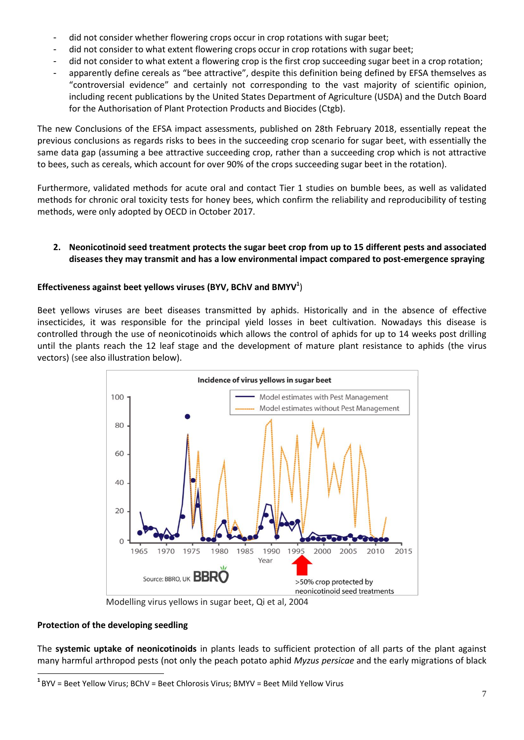- did not consider whether flowering crops occur in crop rotations with sugar beet;
- did not consider to what extent flowering crops occur in crop rotations with sugar beet;
- did not consider to what extent a flowering crop is the first crop succeeding sugar beet in a crop rotation;
- apparently define cereals as "bee attractive", despite this definition being defined by EFSA themselves as "controversial evidence" and certainly not corresponding to the vast majority of scientific opinion, including recent publications by the United States Department of Agriculture (USDA) and the Dutch Board for the Authorisation of Plant Protection Products and Biocides (Ctgb).

The new Conclusions of the EFSA impact assessments, published on 28th February 2018, essentially repeat the previous conclusions as regards risks to bees in the succeeding crop scenario for sugar beet, with essentially the same data gap (assuming a bee attractive succeeding crop, rather than a succeeding crop which is not attractive to bees, such as cereals, which account for over 90% of the crops succeeding sugar beet in the rotation).

Furthermore, validated methods for acute oral and contact Tier 1 studies on bumble bees, as well as validated methods for chronic oral toxicity tests for honey bees, which confirm the reliability and reproducibility of testing methods, were only adopted by OECD in October 2017.

2. **Neonicotinoid seed treatment protects the sugar beet crop from up to 15 different pests and associated diseases they may transmit and has a low environmental impact compared to post-emergence spraying**

#### Effectiveness against beet yellows viruses (BYV, BChV and BMYV[1])

Beet yellows viruses are beet diseases transmitted by aphids. Historically and in the absence of effective insecticides, it was responsible for the principal yield losses in beet cultivation. Nowadays this disease is controlled through the use of neonicotinoids which allows the control of aphids for up to 14 weeks post drilling until the plants reach the 12 leaf stage and the development of mature plant resistance to aphids (the virus vectors) (see also illustration below).

Incidence of virus yellows in sugar beet

Model estimates with Pest Management
Model estimates without Pest Management

Source: BBRO, UK BBRO

>50% crop protected by neonicotinoid seed treatments

Modelling virus yellows in sugar beet, Qi et al, 2004

#### Protection of the developing seedling

The **systemic uptake of neonicotinoids** in plants leads to sufficient protection of all parts of the plant against many harmful arthropod pests (not only the peach potato aphid *Myzus persicae* and the early migrations of black

[1] BYV = Beet Yellow Virus; BChV = Beet Chlorosis Virus; BMYV = Beet Mild Yellow Virus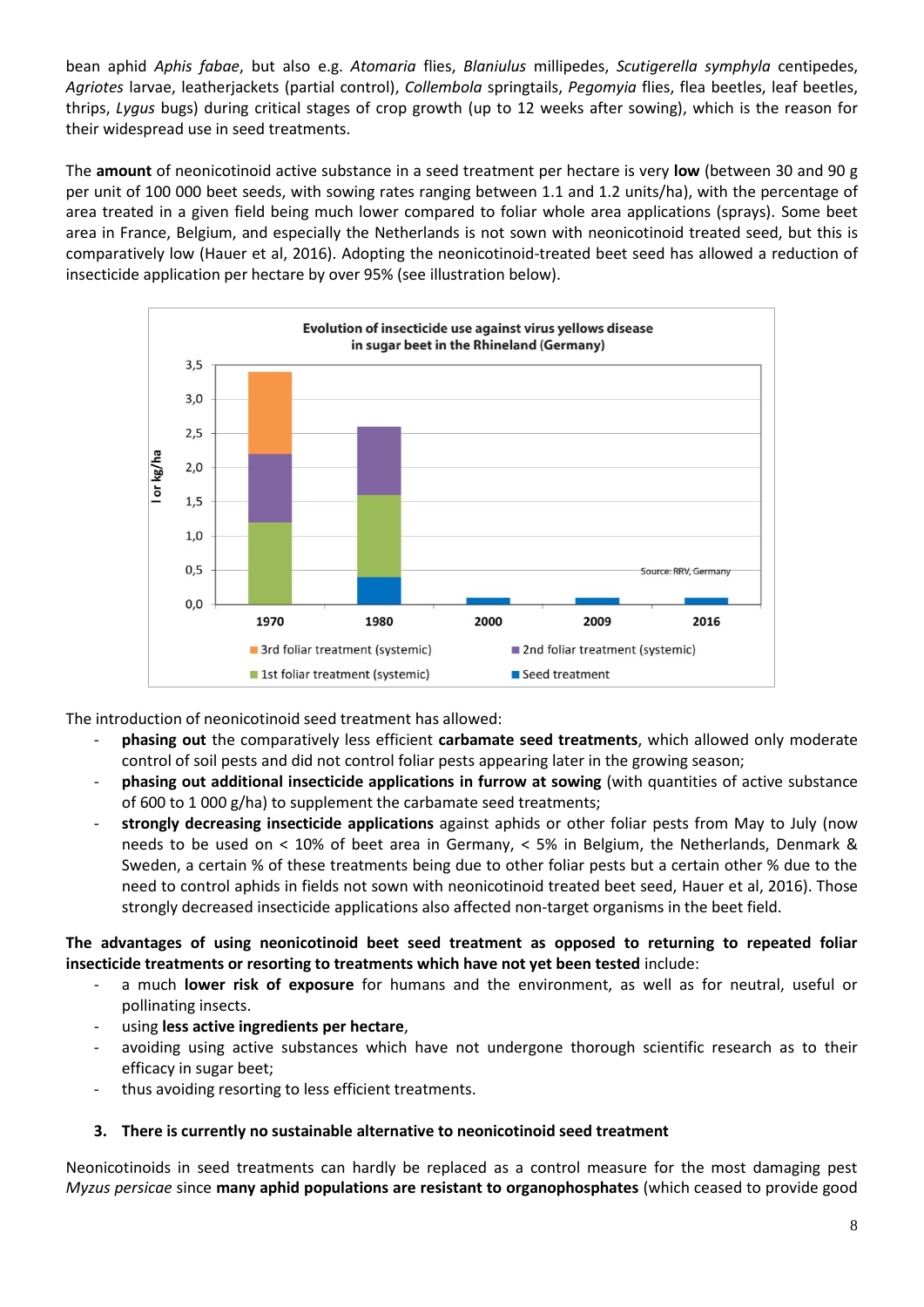bean aphid *Aphis fabae*, but also e.g. *Atomaria* flies, *Blaniulus* millipedes, *Scutigerella symphyla* centipedes, *Agriotes* larvae, leatherjackets (partial control), *Collembola* springtails, *Pegomyia* flies, flea beetles, leaf beetles, thrips, *Lygus* bugs) during critical stages of crop growth (up to 12 weeks after sowing), which is the reason for their widespread use in seed treatments.

The **amount** of neonicotinoid active substance in a seed treatment per hectare is very **low** (between 30 and 90 g per unit of 100 000 beet seeds, with sowing rates ranging between 1.1 and 1.2 units/ha), with the percentage of area treated in a given field being much lower compared to foliar whole area applications (sprays). Some beet area in France, Belgium, and especially the Netherlands is not sown with neonicotinoid treated seed, but this is comparatively low (Hauer et al, 2016). Adopting the neonicotinoid-treated beet seed has allowed a reduction of insecticide application per hectare by over 95% (see illustration below).

**Evolution of insecticide use against virus yellows disease in sugar beet in the Rhineland (Germany)**

Source: RRV, Germany

The introduction of neonicotinoid seed treatment has allowed:

- **phasing out** the comparatively less efficient **carbamate seed treatments**, which allowed only moderate control of soil pests and did not control foliar pests appearing later in the growing season;
- **phasing out additional insecticide applications in furrow at sowing** (with quantities of active substance of 600 to 1 000 g/ha) to supplement the carbamate seed treatments;
- **strongly decreasing insecticide applications** against aphids or other foliar pests from May to July (now needs to be used on < 10% of beet area in Germany, < 5% in Belgium, the Netherlands, Denmark & Sweden, a certain % of these treatments being due to other foliar pests but a certain other % due to the need to control aphids in fields not sown with neonicotinoid treated beet seed, Hauer et al, 2016). Those strongly decreased insecticide applications also affected non-target organisms in the beet field.

**The advantages of using neonicotinoid beet seed treatment as opposed to returning to repeated foliar insecticide treatments or resorting to treatments which have not yet been tested** include:

- a much **lower risk of exposure** for humans and the environment, as well as for neutral, useful or pollinating insects.
- using **less active ingredients per hectare**,
- avoiding using active substances which have not undergone thorough scientific research as to their efficacy in sugar beet;
- thus avoiding resorting to less efficient treatments.

### 3. There is currently no sustainable alternative to neonicotinoid seed treatment

Neonicotinoids in seed treatments can hardly be replaced as a control measure for the most damaging pest *Myzus persicae* since **many aphid populations are resistant to organophosphates** (which ceased to provide good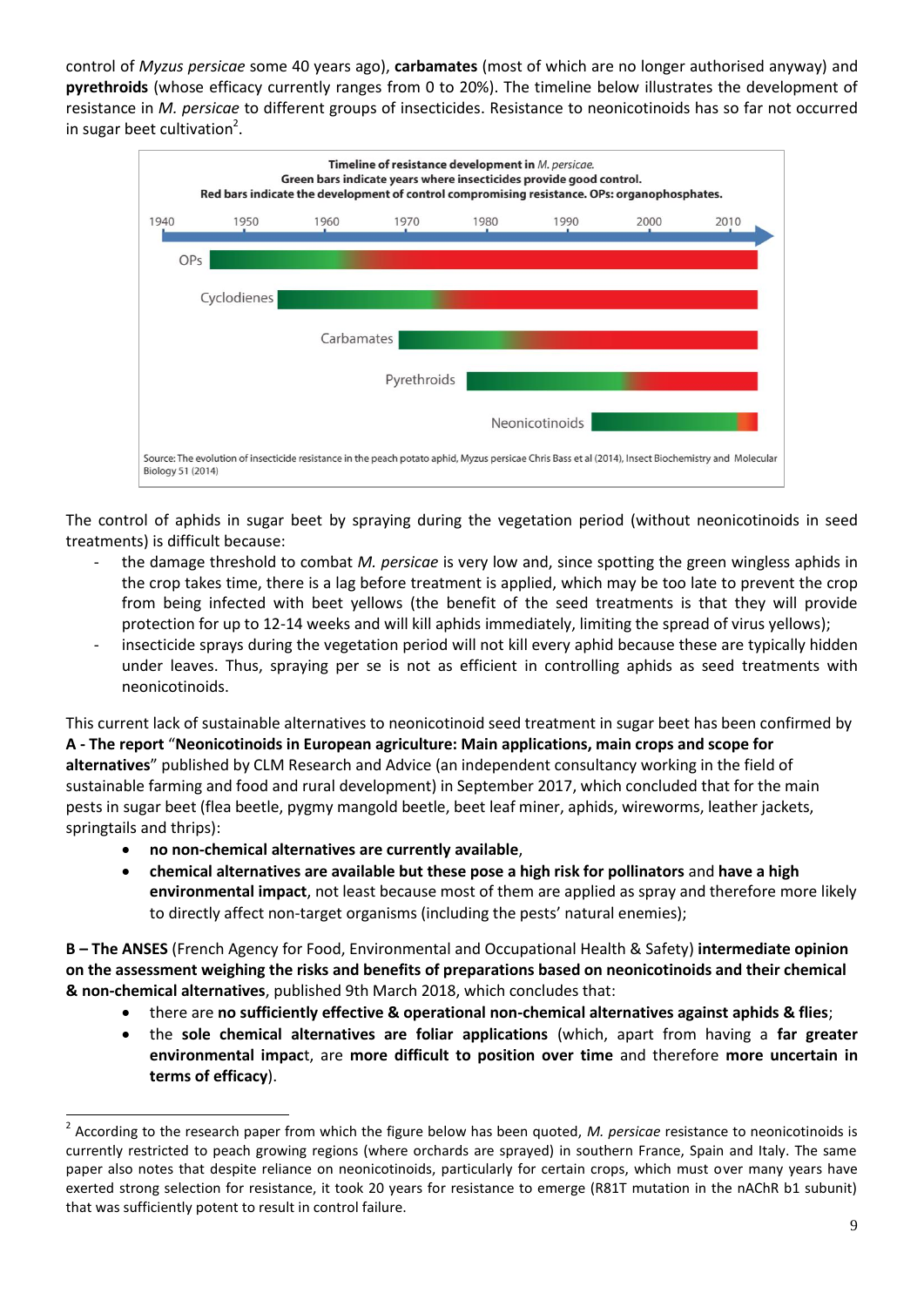control of *Myzus persicae* some 40 years ago), **carbamates** (most of which are no longer authorised anyway) and **pyrethroids** (whose efficacy currently ranges from 0 to 20%). The timeline below illustrates the development of resistance in *M. persicae* to different groups of insecticides. Resistance to neonicotinoids has so far not occurred in sugar beet cultivation[2].

**Timeline of resistance development in *M. persicae*.**
**Green bars indicate years where insecticides provide good control.**
**Red bars indicate the development of control compromising resistance. OPs: organophosphates.**

1940 1950 1960 1970 1980 1990 2000 2010

OPs

Cyclodienes

Carbamates

Pyrethroids

Neonicotinoids

Source: The evolution of insecticide resistance in the peach potato aphid, Myzus persicae Chris Bass et al (2014), Insect Biochemistry and Molecular Biology 51 (2014)

The control of aphids in sugar beet by spraying during the vegetation period (without neonicotinoids in seed treatments) is difficult because:

- the damage threshold to combat *M. persicae* is very low and, since spotting the green wingless aphids in the crop takes time, there is a lag before treatment is applied, which may be too late to prevent the crop from being infected with beet yellows (the benefit of the seed treatments is that they will provide protection for up to 12-14 weeks and will kill aphids immediately, limiting the spread of virus yellows);
- insecticide sprays during the vegetation period will not kill every aphid because these are typically hidden under leaves. Thus, spraying per se is not as efficient in controlling aphids as seed treatments with neonicotinoids.

This current lack of sustainable alternatives to neonicotinoid seed treatment in sugar beet has been confirmed by **A - The report** "**Neonicotinoids in European agriculture: Main applications, main crops and scope for alternatives**" published by CLM Research and Advice (an independent consultancy working in the field of sustainable farming and food and rural development) in September 2017, which concluded that for the main pests in sugar beet (flea beetle, pygmy mangold beetle, beet leaf miner, aphids, wireworms, leather jackets, springtails and thrips):

- **no non-chemical alternatives are currently available**,
- **chemical alternatives are available but these pose a high risk for pollinators** and **have a high environmental impact**, not least because most of them are applied as spray and therefore more likely to directly affect non-target organisms (including the pests' natural enemies);

**B – The ANSES** (French Agency for Food, Environmental and Occupational Health & Safety) **intermediate opinion on the assessment weighing the risks and benefits of preparations based on neonicotinoids and their chemical & non-chemical alternatives**, published 9th March 2018, which concludes that:

- there are **no sufficiently effective & operational non-chemical alternatives against aphids & flies**;
- the **sole chemical alternatives are foliar applications** (which, apart from having a **far greater environmental impac**t, are **more difficult to position over time** and therefore **more uncertain in terms of efficacy**).

---

[2] According to the research paper from which the figure below has been quoted, *M. persicae* resistance to neonicotinoids is currently restricted to peach growing regions (where orchards are sprayed) in southern France, Spain and Italy. The same paper also notes that despite reliance on neonicotinoids, particularly for certain crops, which must over many years have exerted strong selection for resistance, it took 20 years for resistance to emerge (R81T mutation in the nAChR b1 subunit) that was sufficiently potent to result in control failure.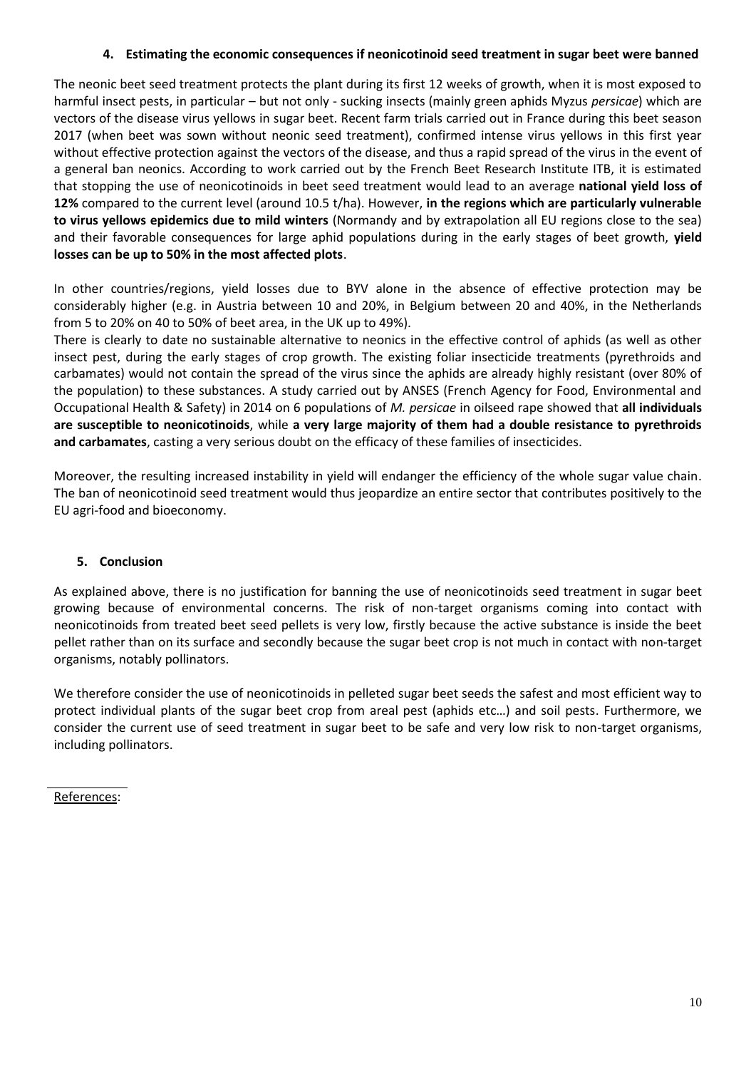### 4. Estimating the economic consequences if neonicotinoid seed treatment in sugar beet were banned

The neonic beet seed treatment protects the plant during its first 12 weeks of growth, when it is most exposed to harmful insect pests, in particular – but not only - sucking insects (mainly green aphids Myzus *persicae*) which are vectors of the disease virus yellows in sugar beet. Recent farm trials carried out in France during this beet season 2017 (when beet was sown without neonic seed treatment), confirmed intense virus yellows in this first year without effective protection against the vectors of the disease, and thus a rapid spread of the virus in the event of a general ban neonics. According to work carried out by the French Beet Research Institute ITB, it is estimated that stopping the use of neonicotinoids in beet seed treatment would lead to an average **national yield loss of 12%** compared to the current level (around 10.5 t/ha). However, **in the regions which are particularly vulnerable to virus yellows epidemics due to mild winters** (Normandy and by extrapolation all EU regions close to the sea) and their favorable consequences for large aphid populations during in the early stages of beet growth, **yield losses can be up to 50% in the most affected plots**.

In other countries/regions, yield losses due to BYV alone in the absence of effective protection may be considerably higher (e.g. in Austria between 10 and 20%, in Belgium between 20 and 40%, in the Netherlands from 5 to 20% on 40 to 50% of beet area, in the UK up to 49%).

There is clearly to date no sustainable alternative to neonics in the effective control of aphids (as well as other insect pest, during the early stages of crop growth. The existing foliar insecticide treatments (pyrethroids and carbamates) would not contain the spread of the virus since the aphids are already highly resistant (over 80% of the population) to these substances. A study carried out by ANSES (French Agency for Food, Environmental and Occupational Health & Safety) in 2014 on 6 populations of *M. persicae* in oilseed rape showed that **all individuals are susceptible to neonicotinoids**, while **a very large majority of them had a double resistance to pyrethroids and carbamates**, casting a very serious doubt on the efficacy of these families of insecticides.

Moreover, the resulting increased instability in yield will endanger the efficiency of the whole sugar value chain. The ban of neonicotinoid seed treatment would thus jeopardize an entire sector that contributes positively to the EU agri-food and bioeconomy.

### 5. Conclusion

As explained above, there is no justification for banning the use of neonicotinoids seed treatment in sugar beet growing because of environmental concerns. The risk of non-target organisms coming into contact with neonicotinoids from treated beet seed pellets is very low, firstly because the active substance is inside the beet pellet rather than on its surface and secondly because the sugar beet crop is not much in contact with non-target organisms, notably pollinators.

We therefore consider the use of neonicotinoids in pelleted sugar beet seeds the safest and most efficient way to protect individual plants of the sugar beet crop from areal pest (aphids etc…) and soil pests. Furthermore, we consider the current use of seed treatment in sugar beet to be safe and very low risk to non-target organisms, including pollinators.

References: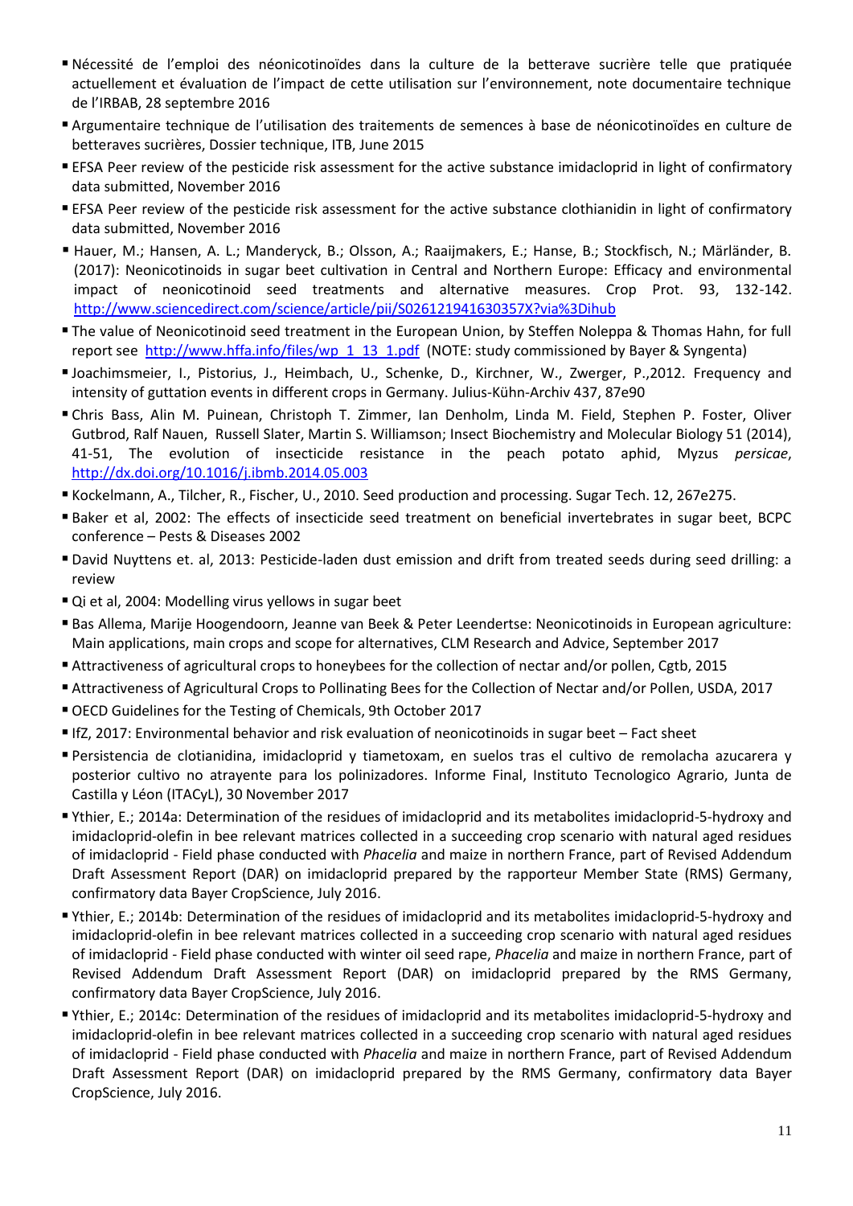- Nécessité de l'emploi des néonicotinoïdes dans la culture de la betterave sucrière telle que pratiquée actuellement et évaluation de l'impact de cette utilisation sur l'environnement, note documentaire technique de l'IRBAB, 28 septembre 2016
- Argumentaire technique de l'utilisation des traitements de semences à base de néonicotinoïdes en culture de betteraves sucrières, Dossier technique, ITB, June 2015
- EFSA Peer review of the pesticide risk assessment for the active substance imidacloprid in light of confirmatory data submitted, November 2016
- EFSA Peer review of the pesticide risk assessment for the active substance clothianidin in light of confirmatory data submitted, November 2016
- Hauer, M.; Hansen, A. L.; Manderyck, B.; Olsson, A.; Raaijmakers, E.; Hanse, B.; Stockfisch, N.; Märländer, B. (2017): Neonicotinoids in sugar beet cultivation in Central and Northern Europe: Efficacy and environmental impact of neonicotinoid seed treatments and alternative measures. Crop Prot. 93, 132-142. http://www.sciencedirect.com/science/article/pii/S026121941630357X?via%3Dihub
- The value of Neonicotinoid seed treatment in the European Union, by Steffen Noleppa & Thomas Hahn, for full report see http://www.hffa.info/files/wp_1_13_1.pdf (NOTE: study commissioned by Bayer & Syngenta)
- Joachimsmeier, I., Pistorius, J., Heimbach, U., Schenke, D., Kirchner, W., Zwerger, P.,2012. Frequency and intensity of guttation events in different crops in Germany. Julius-Kühn-Archiv 437, 87e90
- Chris Bass, Alin M. Puinean, Christoph T. Zimmer, Ian Denholm, Linda M. Field, Stephen P. Foster, Oliver Gutbrod, Ralf Nauen, Russell Slater, Martin S. Williamson; Insect Biochemistry and Molecular Biology 51 (2014), 41-51, The evolution of insecticide resistance in the peach potato aphid, Myzus *persicae*, http://dx.doi.org/10.1016/j.ibmb.2014.05.003
- Kockelmann, A., Tilcher, R., Fischer, U., 2010. Seed production and processing. Sugar Tech. 12, 267e275.
- Baker et al, 2002: The effects of insecticide seed treatment on beneficial invertebrates in sugar beet, BCPC conference – Pests & Diseases 2002
- David Nuyttens et. al, 2013: Pesticide-laden dust emission and drift from treated seeds during seed drilling: a review
- Qi et al, 2004: Modelling virus yellows in sugar beet
- Bas Allema, Marije Hoogendoorn, Jeanne van Beek & Peter Leendertse: Neonicotinoids in European agriculture: Main applications, main crops and scope for alternatives, CLM Research and Advice, September 2017
- Attractiveness of agricultural crops to honeybees for the collection of nectar and/or pollen, Cgtb, 2015
- Attractiveness of Agricultural Crops to Pollinating Bees for the Collection of Nectar and/or Pollen, USDA, 2017
- OECD Guidelines for the Testing of Chemicals, 9th October 2017
- IfZ, 2017: Environmental behavior and risk evaluation of neonicotinoids in sugar beet – Fact sheet
- Persistencia de clotianidina, imidacloprid y tiametoxam, en suelos tras el cultivo de remolacha azucarera y posterior cultivo no atrayente para los polinizadores. Informe Final, Instituto Tecnologico Agrario, Junta de Castilla y Léon (ITACyL), 30 November 2017
- Ythier, E.; 2014a: Determination of the residues of imidacloprid and its metabolites imidacloprid-5-hydroxy and imidacloprid-olefin in bee relevant matrices collected in a succeeding crop scenario with natural aged residues of imidacloprid - Field phase conducted with *Phacelia* and maize in northern France, part of Revised Addendum Draft Assessment Report (DAR) on imidacloprid prepared by the rapporteur Member State (RMS) Germany, confirmatory data Bayer CropScience, July 2016.
- Ythier, E.; 2014b: Determination of the residues of imidacloprid and its metabolites imidacloprid-5-hydroxy and imidacloprid-olefin in bee relevant matrices collected in a succeeding crop scenario with natural aged residues of imidacloprid - Field phase conducted with winter oil seed rape, *Phacelia* and maize in northern France, part of Revised Addendum Draft Assessment Report (DAR) on imidacloprid prepared by the RMS Germany, confirmatory data Bayer CropScience, July 2016.
- Ythier, E.; 2014c: Determination of the residues of imidacloprid and its metabolites imidacloprid-5-hydroxy and imidacloprid-olefin in bee relevant matrices collected in a succeeding crop scenario with natural aged residues of imidacloprid - Field phase conducted with *Phacelia* and maize in northern France, part of Revised Addendum Draft Assessment Report (DAR) on imidacloprid prepared by the RMS Germany, confirmatory data Bayer CropScience, July 2016.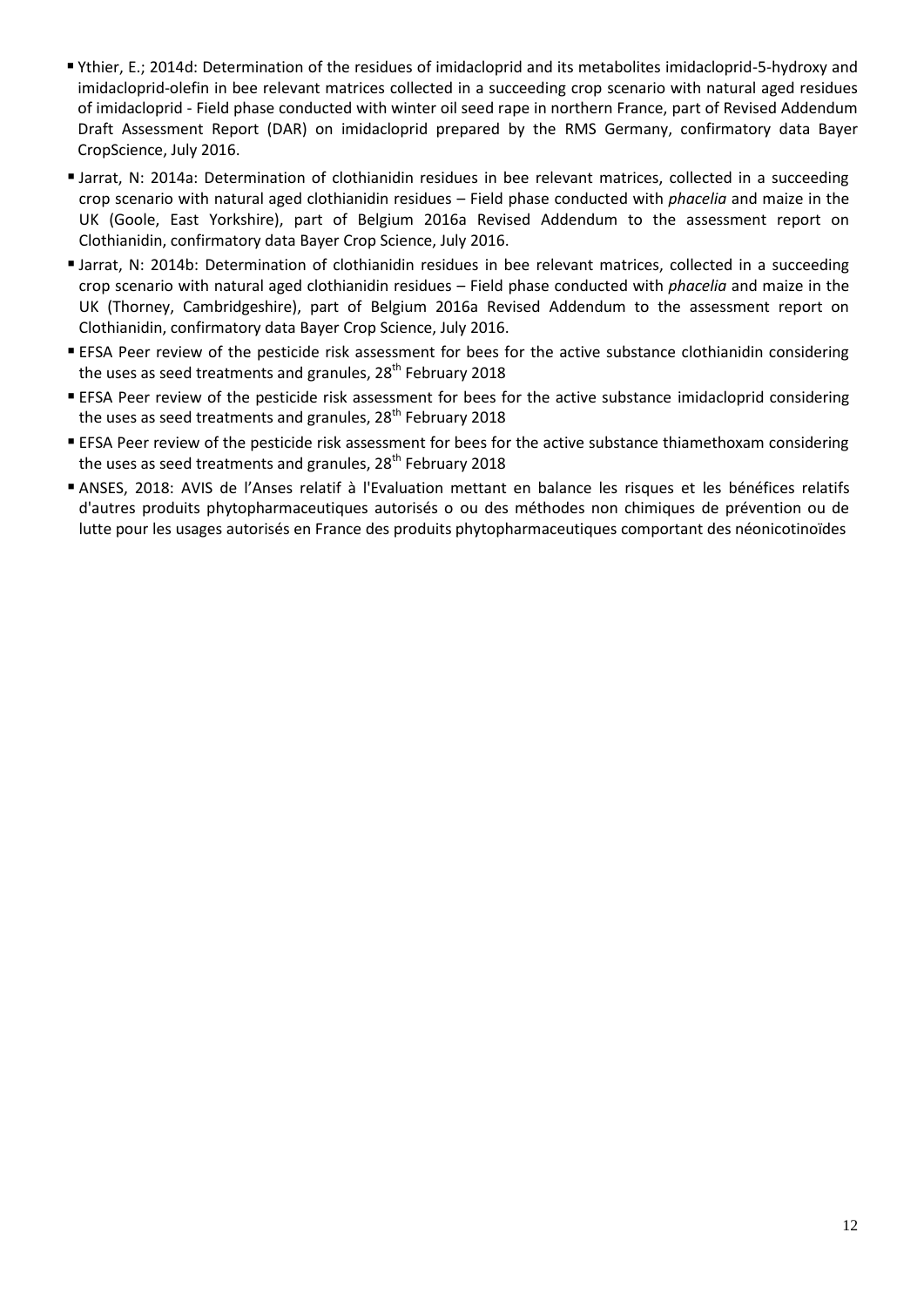- Ythier, E.; 2014d: Determination of the residues of imidacloprid and its metabolites imidacloprid-5-hydroxy and imidacloprid-olefin in bee relevant matrices collected in a succeeding crop scenario with natural aged residues of imidacloprid - Field phase conducted with winter oil seed rape in northern France, part of Revised Addendum Draft Assessment Report (DAR) on imidacloprid prepared by the RMS Germany, confirmatory data Bayer CropScience, July 2016.
- Jarrat, N: 2014a: Determination of clothianidin residues in bee relevant matrices, collected in a succeeding crop scenario with natural aged clothianidin residues – Field phase conducted with *phacelia* and maize in the UK (Goole, East Yorkshire), part of Belgium 2016a Revised Addendum to the assessment report on Clothianidin, confirmatory data Bayer Crop Science, July 2016.
- Jarrat, N: 2014b: Determination of clothianidin residues in bee relevant matrices, collected in a succeeding crop scenario with natural aged clothianidin residues – Field phase conducted with *phacelia* and maize in the UK (Thorney, Cambridgeshire), part of Belgium 2016a Revised Addendum to the assessment report on Clothianidin, confirmatory data Bayer Crop Science, July 2016.
- EFSA Peer review of the pesticide risk assessment for bees for the active substance clothianidin considering the uses as seed treatments and granules, 28th February 2018
- EFSA Peer review of the pesticide risk assessment for bees for the active substance imidacloprid considering the uses as seed treatments and granules, 28th February 2018
- EFSA Peer review of the pesticide risk assessment for bees for the active substance thiamethoxam considering the uses as seed treatments and granules, 28th February 2018
- ANSES, 2018: AVIS de l'Anses relatif à l'Evaluation mettant en balance les risques et les bénéfices relatifs d'autres produits phytopharmaceutiques autorisés o ou des méthodes non chimiques de prévention ou de lutte pour les usages autorisés en France des produits phytopharmaceutiques comportant des néonicotinoïdes